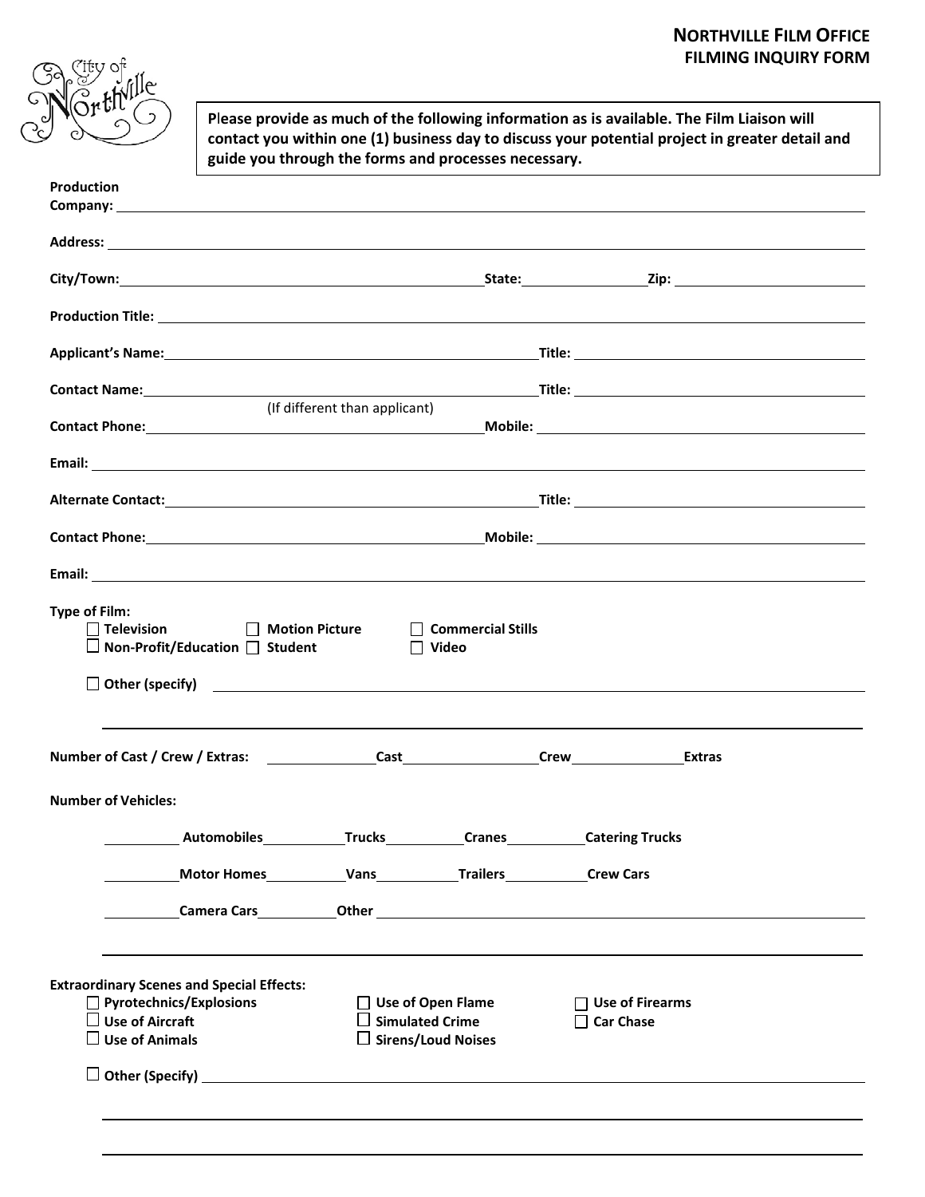# NORTHVILLE FILM OFFICE
## FILMING INQUIRY FORM

**Please provide as much of the following information as is available. The Film Liaison will contact you within one (1) business day to discuss your potential project in greater detail and guide you through the forms and processes necessary.**

**Production Company:** ______________________________

**Address:** ______________________________

**City/Town:** ____________________ **State:** __________ **Zip:** __________

**Production Title:** ______________________________

**Applicant's Name:** ____________________ **Title:** ____________________

**Contact Name:** ____________________ **Title:** ____________________
(If different than applicant)

**Contact Phone:** ____________________ **Mobile:** ____________________

**Email:** ______________________________

**Alternate Contact:** ____________________ **Title:** ____________________

**Contact Phone:** ____________________ **Mobile:** ____________________

**Email:** ______________________________

**Type of Film:**

- ☐ **Television**
- ☐ **Motion Picture**
- ☐ **Commercial Stills**
- ☐ **Non-Profit/Education**
- ☐ **Student**
- ☐ **Video**
- ☐ **Other (specify)** ______________________________

______________________________

**Number of Cast / Crew / Extras:** __________ **Cast** __________ **Crew** __________ **Extras**

**Number of Vehicles:**

__________ **Automobiles** __________ **Trucks** __________ **Cranes** __________ **Catering Trucks**

__________ **Motor Homes** __________ **Vans** __________ **Trailers** __________ **Crew Cars**

__________ **Camera Cars** __________ **Other** ______________________________

______________________________

**Extraordinary Scenes and Special Effects:**

- ☐ **Pyrotechnics/Explosions**
- ☐ **Use of Aircraft**
- ☐ **Use of Animals**
- ☐ **Use of Open Flame**
- ☐ **Simulated Crime**
- ☐ **Sirens/Loud Noises**
- ☐ **Use of Firearms**
- ☐ **Car Chase**
- ☐ **Other (Specify)** ______________________________

______________________________

______________________________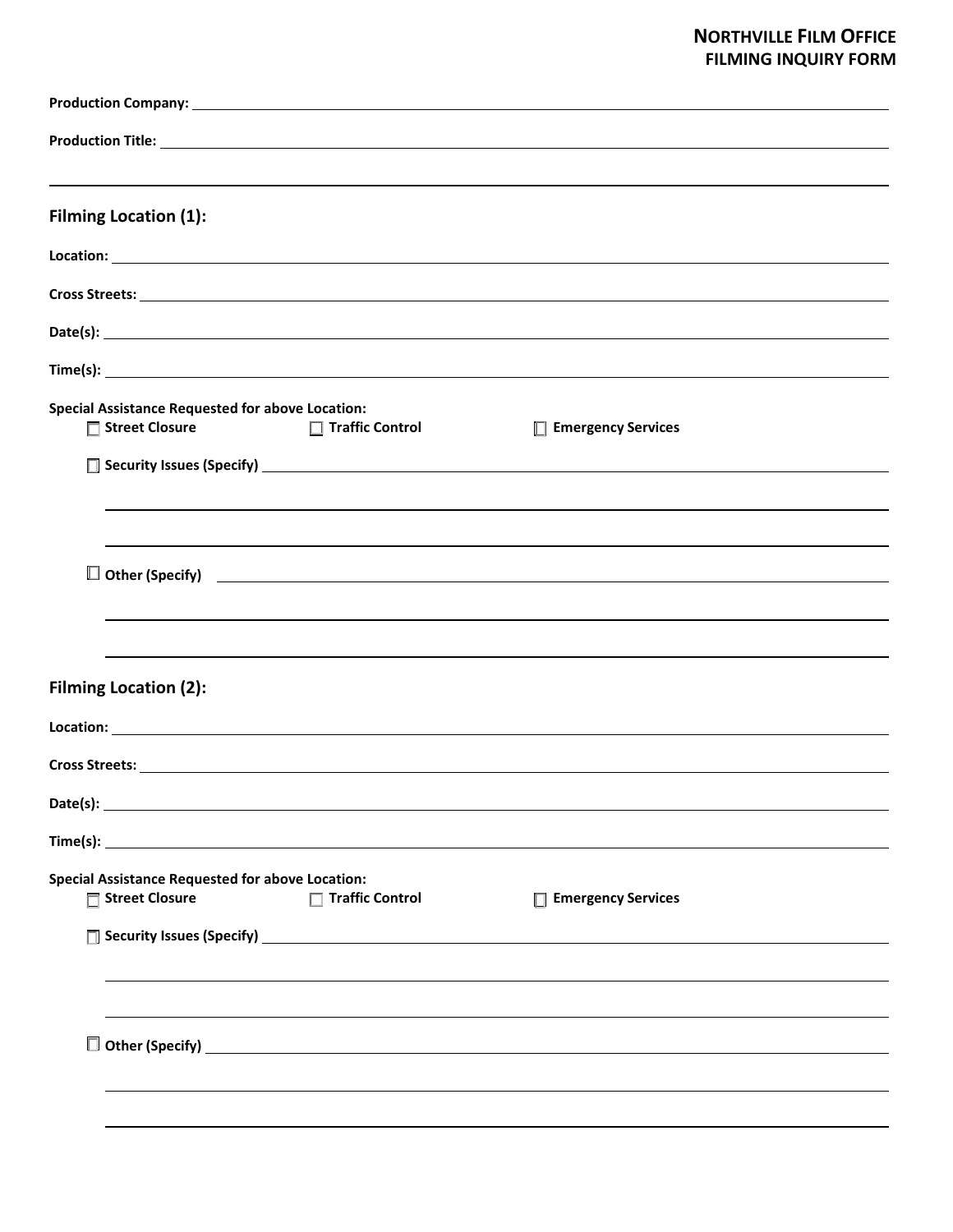**NORTHVILLE FILM OFFICE**
**FILMING INQUIRY FORM**

**Production Company:** ______________________________

**Production Title:** ______________________________

---

## Filming Location (1):

**Location:** ______________________________

**Cross Streets:** ______________________________

**Date(s):** ______________________________

**Time(s):** ______________________________

**Special Assistance Requested for above Location:**

- ☐ **Street Closure**
- ☐ **Traffic Control**
- ☐ **Emergency Services**
- ☐ **Security Issues (Specify)** ______________________________
- ☐ **Other (Specify)** ______________________________

## Filming Location (2):

**Location:** ______________________________

**Cross Streets:** ______________________________

**Date(s):** ______________________________

**Time(s):** ______________________________

**Special Assistance Requested for above Location:**

- ☐ **Street Closure**
- ☐ **Traffic Control**
- ☐ **Emergency Services**
- ☐ **Security Issues (Specify)** ______________________________
- ☐ **Other (Specify)** ______________________________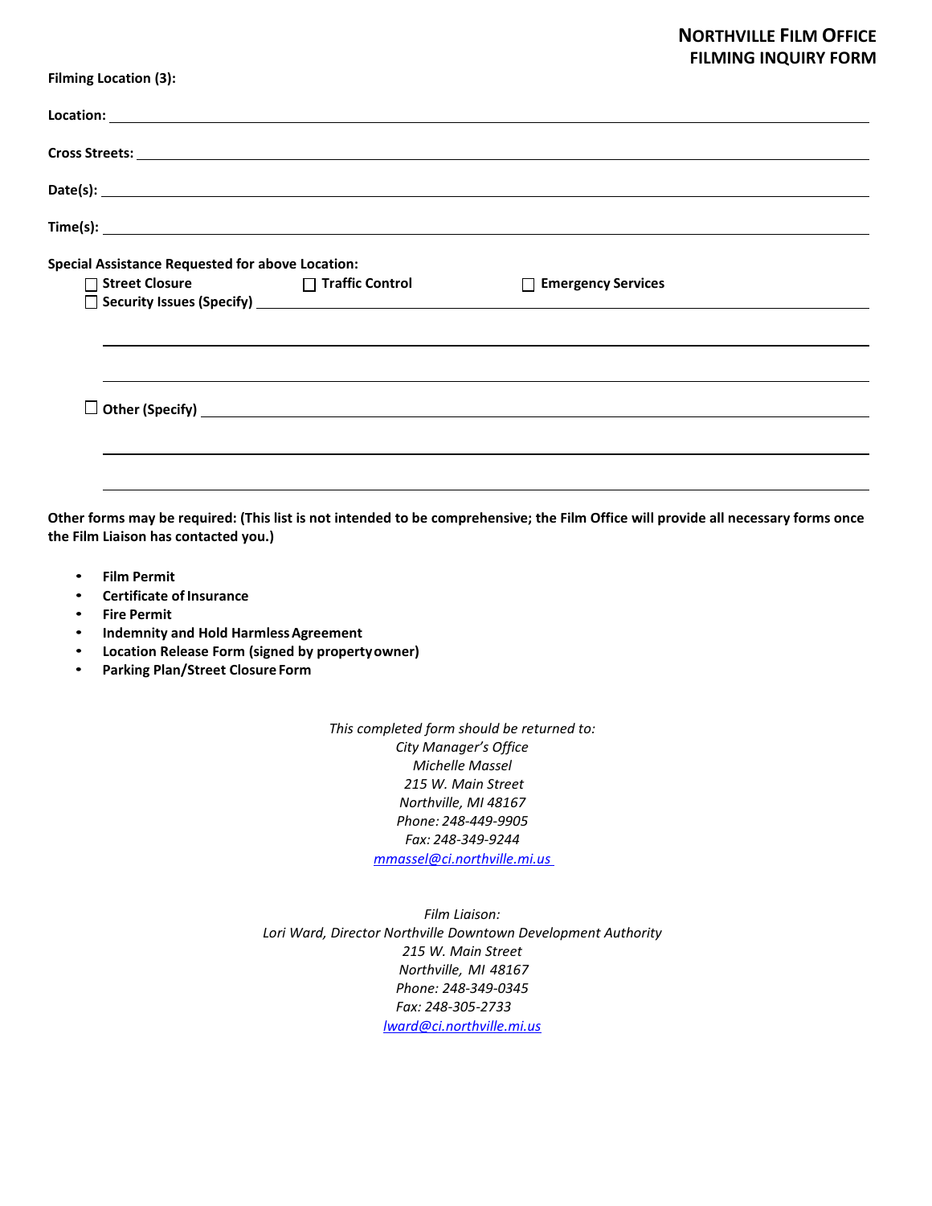# NORTHVILLE FILM OFFICE
## FILMING INQUIRY FORM

**Filming Location (3):**

**Location:** ______________________________

**Cross Streets:** ______________________________

**Date(s):** ______________________________

**Time(s):** ______________________________

**Special Assistance Requested for above Location:**

- ☐ **Street Closure** ☐ **Traffic Control** ☐ **Emergency Services**
- ☐ **Security Issues (Specify)** ______________________________

______________________________

______________________________

- ☐ **Other (Specify)** ______________________________

______________________________

______________________________

**Other forms may be required: (This list is not intended to be comprehensive; the Film Office will provide all necessary forms once the Film Liaison has contacted you.)**

- **Film Permit**
- **Certificate of Insurance**
- **Fire Permit**
- **Indemnity and Hold Harmless Agreement**
- **Location Release Form (signed by property owner)**
- **Parking Plan/Street Closure Form**

*This completed form should be returned to:*
*City Manager's Office*
*Michelle Massel*
*215 W. Main Street*
*Northville, MI 48167*
*Phone: 248-449-9905*
*Fax: 248-349-9244*
*mmassel@ci.northville.mi.us*

*Film Liaison:*
*Lori Ward, Director Northville Downtown Development Authority*
*215 W. Main Street*
*Northville, MI 48167*
*Phone: 248-349-0345*
*Fax: 248-305-2733*
*lward@ci.northville.mi.us*